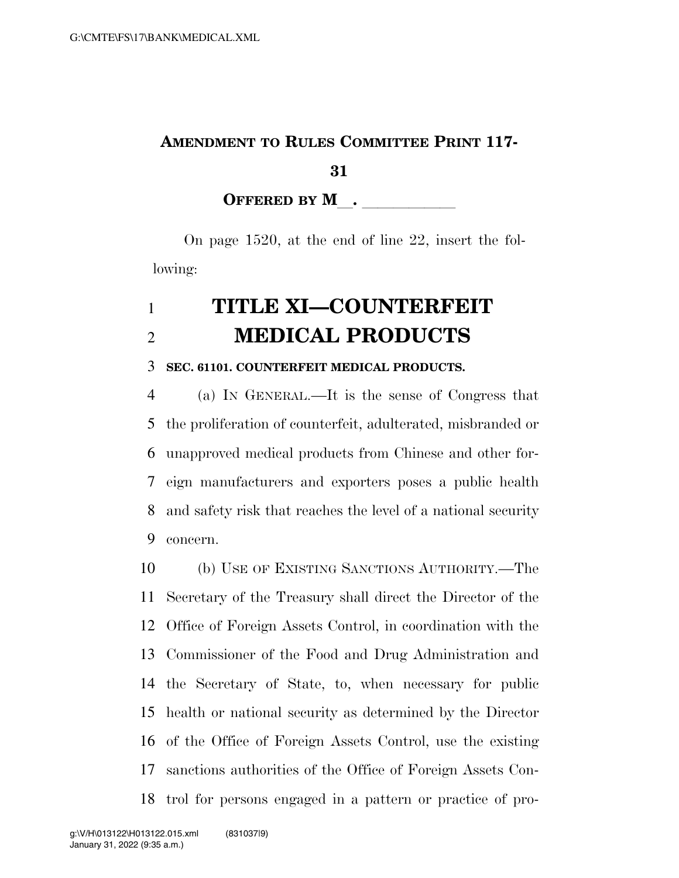**AMENDMENT TO RULES COMMITTEE PRINT 117-31**

**OFFERED BY M\_\_. \_\_\_\_\_\_\_\_\_\_\_\_**

On page 1520, at the end of line 22, insert the following:

# TITLE XI—COUNTERFEIT MEDICAL PRODUCTS

**SEC. 61101. COUNTERFEIT MEDICAL PRODUCTS.**

(a) IN GENERAL.—It is the sense of Congress that the proliferation of counterfeit, adulterated, misbranded or unapproved medical products from Chinese and other foreign manufacturers and exporters poses a public health and safety risk that reaches the level of a national security concern.

(b) USE OF EXISTING SANCTIONS AUTHORITY.—The Secretary of the Treasury shall direct the Director of the Office of Foreign Assets Control, in coordination with the Commissioner of the Food and Drug Administration and the Secretary of State, to, when necessary for public health or national security as determined by the Director of the Office of Foreign Assets Control, use the existing sanctions authorities of the Office of Foreign Assets Control for persons engaged in a pattern or practice of pro-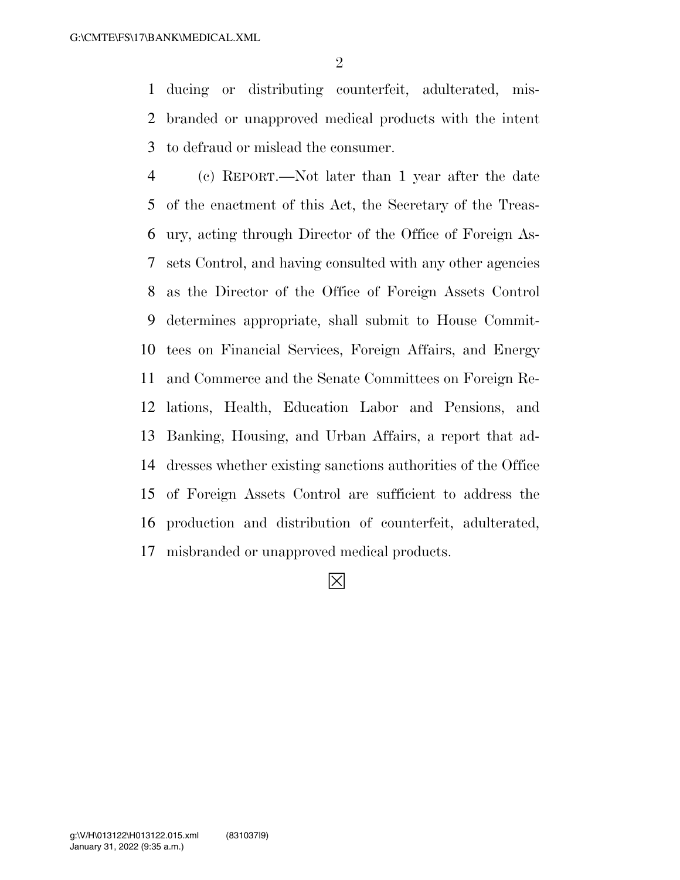ducing or distributing counterfeit, adulterated, misbranded or unapproved medical products with the intent to defraud or mislead the consumer.

(c) REPORT.—Not later than 1 year after the date of the enactment of this Act, the Secretary of the Treasury, acting through Director of the Office of Foreign Assets Control, and having consulted with any other agencies as the Director of the Office of Foreign Assets Control determines appropriate, shall submit to House Committees on Financial Services, Foreign Affairs, and Energy and Commerce and the Senate Committees on Foreign Relations, Health, Education Labor and Pensions, and Banking, Housing, and Urban Affairs, a report that addresses whether existing sanctions authorities of the Office of Foreign Assets Control are sufficient to address the production and distribution of counterfeit, adulterated, misbranded or unapproved medical products.